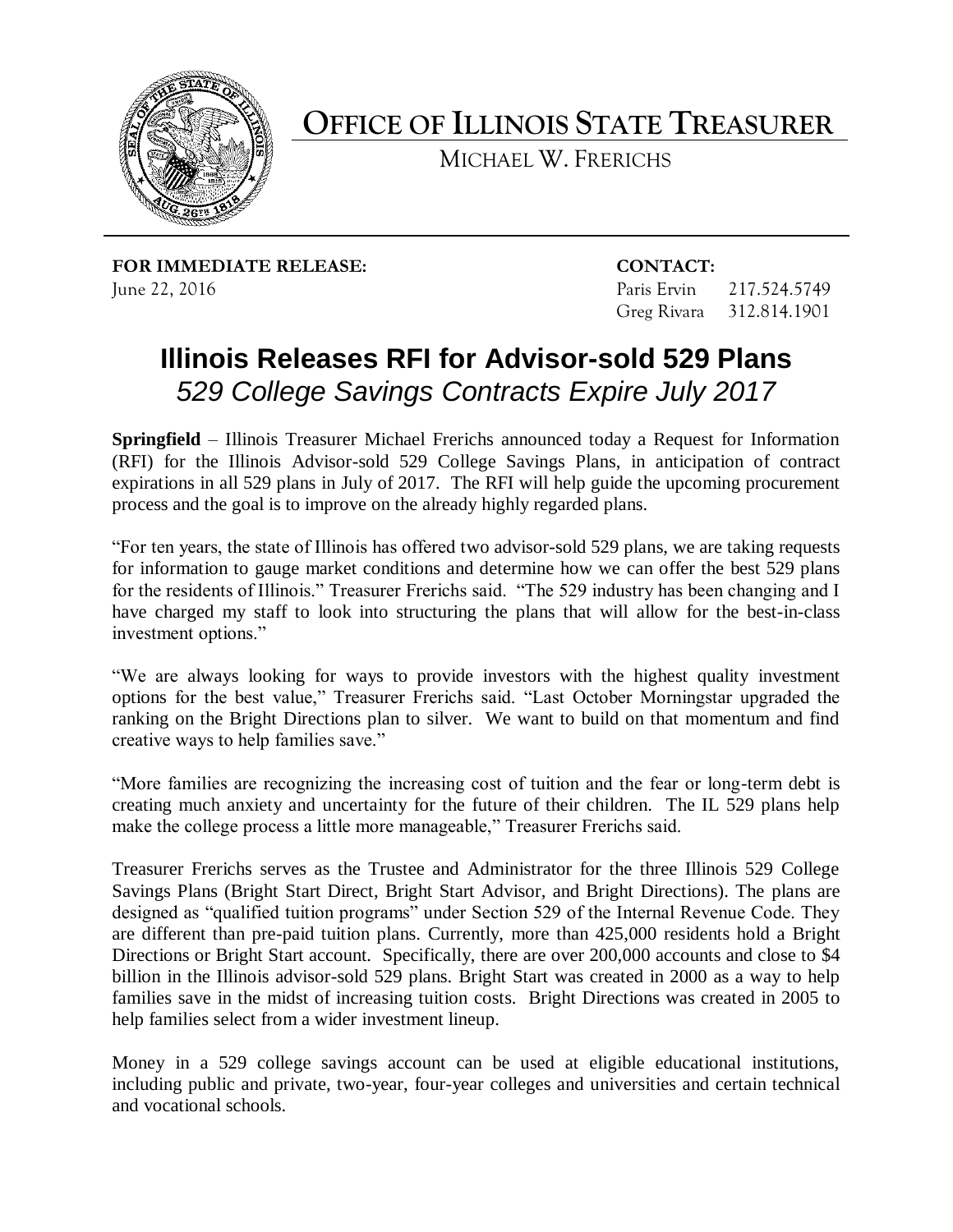# OFFICE OF ILLINOIS STATE TREASURER

MICHAEL W. FRERICHS

**FOR IMMEDIATE RELEASE:**
June 22, 2016

**CONTACT:**
Paris Ervin 217.524.5749
Greg Rivara 312.814.1901

## Illinois Releases RFI for Advisor-sold 529 Plans

### *529 College Savings Contracts Expire July 2017*

**Springfield** – Illinois Treasurer Michael Frerichs announced today a Request for Information (RFI) for the Illinois Advisor-sold 529 College Savings Plans, in anticipation of contract expirations in all 529 plans in July of 2017. The RFI will help guide the upcoming procurement process and the goal is to improve on the already highly regarded plans.

"For ten years, the state of Illinois has offered two advisor-sold 529 plans, we are taking requests for information to gauge market conditions and determine how we can offer the best 529 plans for the residents of Illinois." Treasurer Frerichs said. "The 529 industry has been changing and I have charged my staff to look into structuring the plans that will allow for the best-in-class investment options."

"We are always looking for ways to provide investors with the highest quality investment options for the best value," Treasurer Frerichs said. "Last October Morningstar upgraded the ranking on the Bright Directions plan to silver. We want to build on that momentum and find creative ways to help families save."

"More families are recognizing the increasing cost of tuition and the fear or long-term debt is creating much anxiety and uncertainty for the future of their children. The IL 529 plans help make the college process a little more manageable," Treasurer Frerichs said.

Treasurer Frerichs serves as the Trustee and Administrator for the three Illinois 529 College Savings Plans (Bright Start Direct, Bright Start Advisor, and Bright Directions). The plans are designed as "qualified tuition programs" under Section 529 of the Internal Revenue Code. They are different than pre-paid tuition plans. Currently, more than 425,000 residents hold a Bright Directions or Bright Start account. Specifically, there are over 200,000 accounts and close to $4 billion in the Illinois advisor-sold 529 plans. Bright Start was created in 2000 as a way to help families save in the midst of increasing tuition costs. Bright Directions was created in 2005 to help families select from a wider investment lineup.

Money in a 529 college savings account can be used at eligible educational institutions, including public and private, two-year, four-year colleges and universities and certain technical and vocational schools.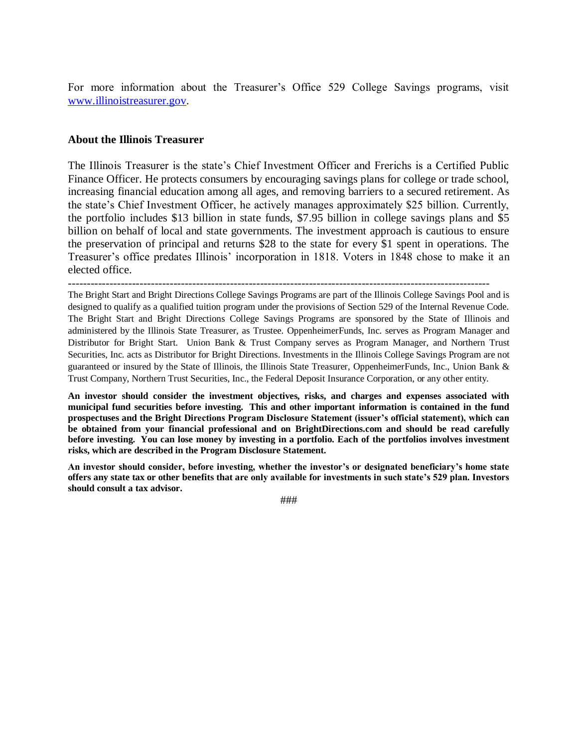For more information about the Treasurer's Office 529 College Savings programs, visit [www.illinoistreasurer.gov](http://www.illinoistreasurer.gov).

### About the Illinois Treasurer

The Illinois Treasurer is the state's Chief Investment Officer and Frerichs is a Certified Public Finance Officer. He protects consumers by encouraging savings plans for college or trade school, increasing financial education among all ages, and removing barriers to a secured retirement. As the state's Chief Investment Officer, he actively manages approximately $25 billion. Currently, the portfolio includes $13 billion in state funds, $7.95 billion in college savings plans and $5 billion on behalf of local and state governments. The investment approach is cautious to ensure the preservation of principal and returns $28 to the state for every $1 spent in operations. The Treasurer's office predates Illinois' incorporation in 1818. Voters in 1848 chose to make it an elected office.

---

The Bright Start and Bright Directions College Savings Programs are part of the Illinois College Savings Pool and is designed to qualify as a qualified tuition program under the provisions of Section 529 of the Internal Revenue Code. The Bright Start and Bright Directions College Savings Programs are sponsored by the State of Illinois and administered by the Illinois State Treasurer, as Trustee. OppenheimerFunds, Inc. serves as Program Manager and Distributor for Bright Start. Union Bank & Trust Company serves as Program Manager, and Northern Trust Securities, Inc. acts as Distributor for Bright Directions. Investments in the Illinois College Savings Program are not guaranteed or insured by the State of Illinois, the Illinois State Treasurer, OppenheimerFunds, Inc., Union Bank & Trust Company, Northern Trust Securities, Inc., the Federal Deposit Insurance Corporation, or any other entity.

**An investor should consider the investment objectives, risks, and charges and expenses associated with municipal fund securities before investing. This and other important information is contained in the fund prospectuses and the Bright Directions Program Disclosure Statement (issuer's official statement), which can be obtained from your financial professional and on BrightDirections.com and should be read carefully before investing. You can lose money by investing in a portfolio. Each of the portfolios involves investment risks, which are described in the Program Disclosure Statement.**

**An investor should consider, before investing, whether the investor's or designated beneficiary's home state offers any state tax or other benefits that are only available for investments in such state's 529 plan. Investors should consult a tax advisor.**

###